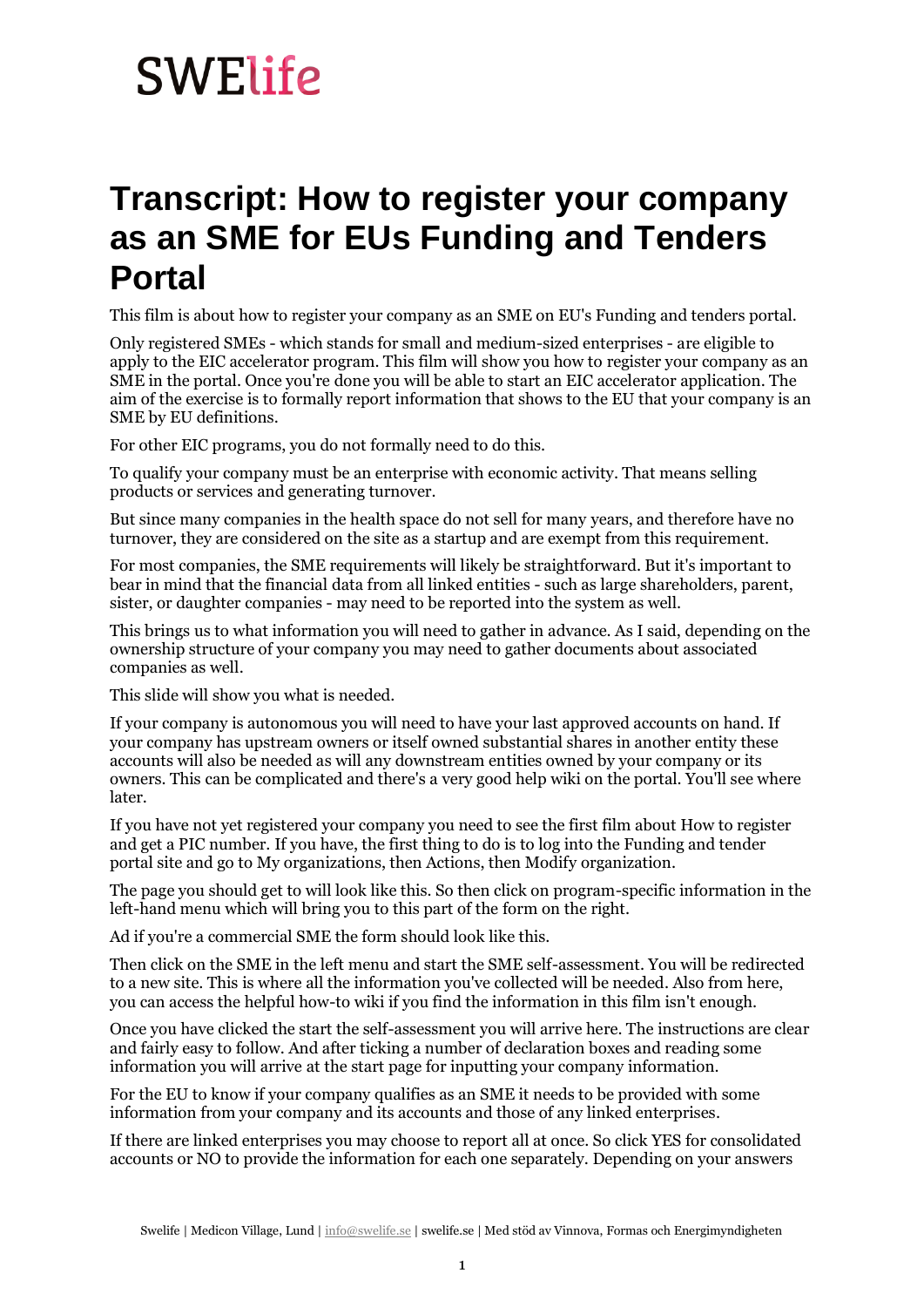# SWElife

# Transcript: How to register your company as an SME for EUs Funding and Tenders Portal

This film is about how to register your company as an SME on EU's Funding and tenders portal.

Only registered SMEs - which stands for small and medium-sized enterprises - are eligible to apply to the EIC accelerator program. This film will show you how to register your company as an SME in the portal. Once you're done you will be able to start an EIC accelerator application. The aim of the exercise is to formally report information that shows to the EU that your company is an SME by EU definitions.

For other EIC programs, you do not formally need to do this.

To qualify your company must be an enterprise with economic activity. That means selling products or services and generating turnover.

But since many companies in the health space do not sell for many years, and therefore have no turnover, they are considered on the site as a startup and are exempt from this requirement.

For most companies, the SME requirements will likely be straightforward. But it's important to bear in mind that the financial data from all linked entities - such as large shareholders, parent, sister, or daughter companies - may need to be reported into the system as well.

This brings us to what information you will need to gather in advance. As I said, depending on the ownership structure of your company you may need to gather documents about associated companies as well.

This slide will show you what is needed.

If your company is autonomous you will need to have your last approved accounts on hand. If your company has upstream owners or itself owned substantial shares in another entity these accounts will also be needed as will any downstream entities owned by your company or its owners. This can be complicated and there's a very good help wiki on the portal. You'll see where later.

If you have not yet registered your company you need to see the first film about How to register and get a PIC number. If you have, the first thing to do is to log into the Funding and tender portal site and go to My organizations, then Actions, then Modify organization.

The page you should get to will look like this. So then click on program-specific information in the left-hand menu which will bring you to this part of the form on the right.

Ad if you're a commercial SME the form should look like this.

Then click on the SME in the left menu and start the SME self-assessment. You will be redirected to a new site. This is where all the information you've collected will be needed. Also from here, you can access the helpful how-to wiki if you find the information in this film isn't enough.

Once you have clicked the start the self-assessment you will arrive here. The instructions are clear and fairly easy to follow. And after ticking a number of declaration boxes and reading some information you will arrive at the start page for inputting your company information.

For the EU to know if your company qualifies as an SME it needs to be provided with some information from your company and its accounts and those of any linked enterprises.

If there are linked enterprises you may choose to report all at once. So click YES for consolidated accounts or NO to provide the information for each one separately. Depending on your answers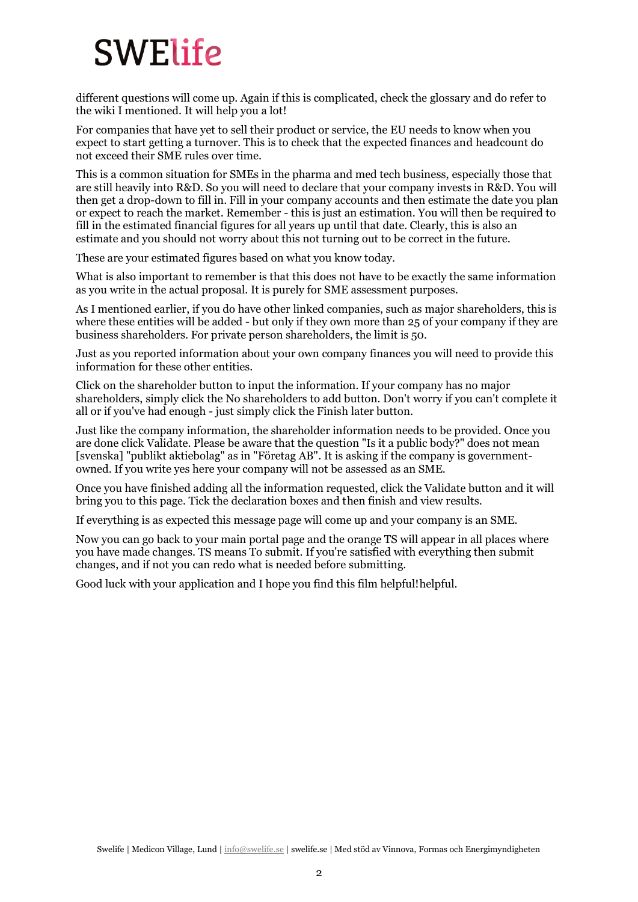different questions will come up. Again if this is complicated, check the glossary and do refer to the wiki I mentioned. It will help you a lot!

For companies that have yet to sell their product or service, the EU needs to know when you expect to start getting a turnover. This is to check that the expected finances and headcount do not exceed their SME rules over time.

This is a common situation for SMEs in the pharma and med tech business, especially those that are still heavily into R&D. So you will need to declare that your company invests in R&D. You will then get a drop-down to fill in. Fill in your company accounts and then estimate the date you plan or expect to reach the market. Remember - this is just an estimation. You will then be required to fill in the estimated financial figures for all years up until that date. Clearly, this is also an estimate and you should not worry about this not turning out to be correct in the future.

These are your estimated figures based on what you know today.

What is also important to remember is that this does not have to be exactly the same information as you write in the actual proposal. It is purely for SME assessment purposes.

As I mentioned earlier, if you do have other linked companies, such as major shareholders, this is where these entities will be added - but only if they own more than 25 of your company if they are business shareholders. For private person shareholders, the limit is 50.

Just as you reported information about your own company finances you will need to provide this information for these other entities.

Click on the shareholder button to input the information. If your company has no major shareholders, simply click the No shareholders to add button. Don't worry if you can't complete it all or if you've had enough - just simply click the Finish later button.

Just like the company information, the shareholder information needs to be provided. Once you are done click Validate. Please be aware that the question "Is it a public body?" does not mean [svenska] "publikt aktiebolag" as in "Företag AB". It is asking if the company is government-owned. If you write yes here your company will not be assessed as an SME.

Once you have finished adding all the information requested, click the Validate button and it will bring you to this page. Tick the declaration boxes and then finish and view results.

If everything is as expected this message page will come up and your company is an SME.

Now you can go back to your main portal page and the orange TS will appear in all places where you have made changes. TS means To submit. If you're satisfied with everything then submit changes, and if not you can redo what is needed before submitting.

Good luck with your application and I hope you find this film helpful!helpful.